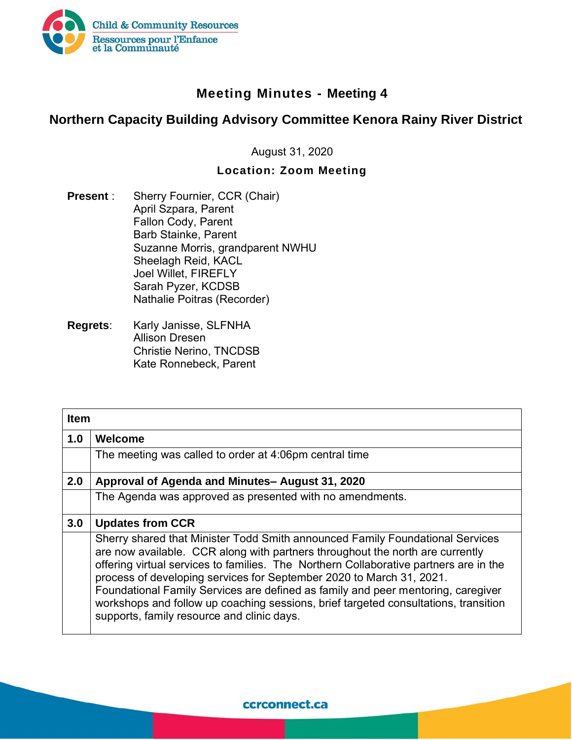# Meeting Minutes - Meeting 4

## Northern Capacity Building Advisory Committee Kenora Rainy River District

August 31, 2020

**Location: Zoom Meeting**

**Present** : Sherry Fournier, CCR (Chair)
April Szpara, Parent
Fallon Cody, Parent
Barb Stainke, Parent
Suzanne Morris, grandparent NWHU
Sheelagh Reid, KACL
Joel Willet, FIREFLY
Sarah Pyzer, KCDSB
Nathalie Poitras (Recorder)

**Regrets**: Karly Janisse, SLFNHA
Allison Dresen
Christie Nerino, TNCDSB
Kate Ronnebeck, Parent

| Item | |
|---|---|
| **1.0** | **Welcome** |
| | The meeting was called to order at 4:06pm central time |
| **2.0** | **Approval of Agenda and Minutes– August 31, 2020** |
| | The Agenda was approved as presented with no amendments. |
| **3.0** | **Updates from CCR** |
| | Sherry shared that Minister Todd Smith announced Family Foundational Services are now available. CCR along with partners throughout the north are currently offering virtual services to families. The Northern Collaborative partners are in the process of developing services for September 2020 to March 31, 2021. Foundational Family Services are defined as family and peer mentoring, caregiver workshops and follow up coaching sessions, brief targeted consultations, transition supports, family resource and clinic days. |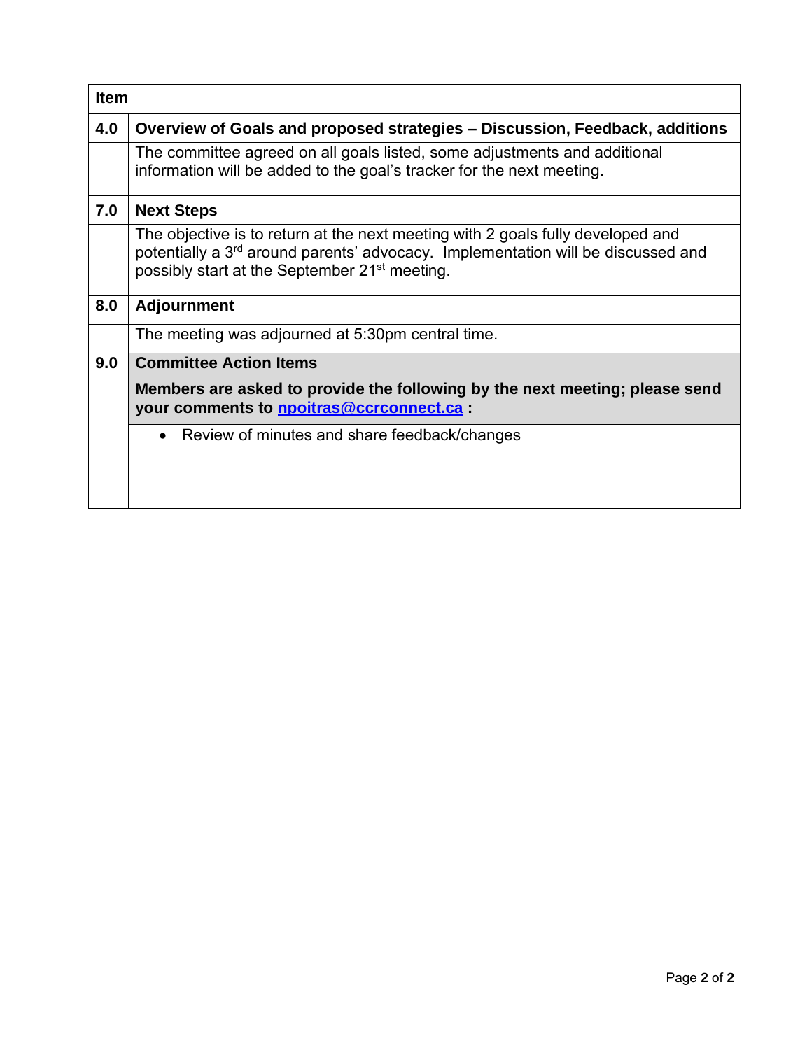| Item | |
|---|---|
| **4.0** | **Overview of Goals and proposed strategies – Discussion, Feedback, additions** |
| | The committee agreed on all goals listed, some adjustments and additional information will be added to the goal's tracker for the next meeting. |
| **7.0** | **Next Steps** |
| | The objective is to return at the next meeting with 2 goals fully developed and potentially a 3rd around parents' advocacy. Implementation will be discussed and possibly start at the September 21st meeting. |
| **8.0** | **Adjournment** |
| | The meeting was adjourned at 5:30pm central time. |
| **9.0** | **Committee Action Items**<br>**Members are asked to provide the following by the next meeting; please send your comments to npoitras@ccrconnect.ca :** |
| | • Review of minutes and share feedback/changes |